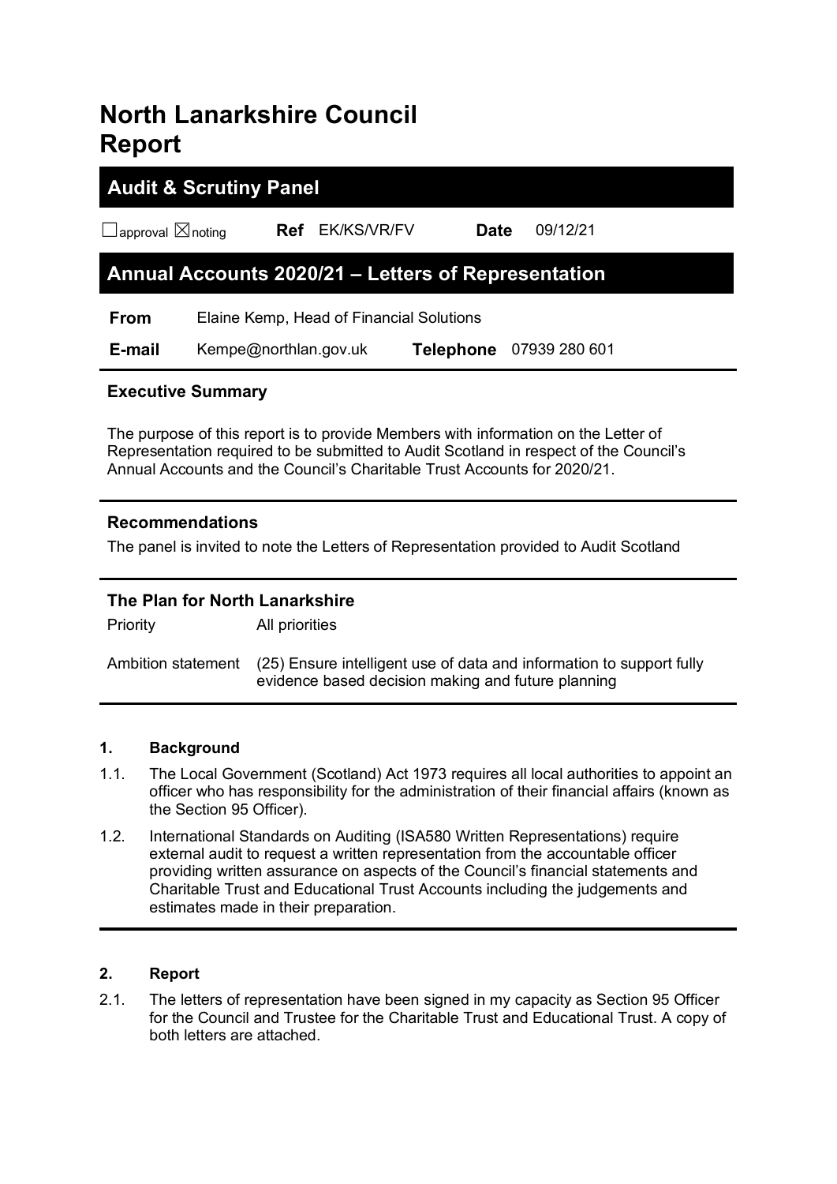# North Lanarkshire Council Report

## Audit & Scrutiny Panel

☐approval ☒noting **Ref** EK/KS/VR/FV **Date** 09/12/21

## Annual Accounts 2020/21 – Letters of Representation

| | | | |
|---|---|---|---|
| **From** | Elaine Kemp, Head of Financial Solutions | | |
| **E-mail** | Kempe@northlan.gov.uk | **Telephone** | 07939 280 601 |

### Executive Summary

The purpose of this report is to provide Members with information on the Letter of Representation required to be submitted to Audit Scotland in respect of the Council's Annual Accounts and the Council's Charitable Trust Accounts for 2020/21.

### Recommendations

The panel is invited to note the Letters of Representation provided to Audit Scotland

### The Plan for North Lanarkshire

| | |
|---|---|
| Priority | All priorities |
| Ambition statement | (25) Ensure intelligent use of data and information to support fully evidence based decision making and future planning |

### 1. Background

1.1. The Local Government (Scotland) Act 1973 requires all local authorities to appoint an officer who has responsibility for the administration of their financial affairs (known as the Section 95 Officer).

1.2. International Standards on Auditing (ISA580 Written Representations) require external audit to request a written representation from the accountable officer providing written assurance on aspects of the Council's financial statements and Charitable Trust and Educational Trust Accounts including the judgements and estimates made in their preparation.

### 2. Report

2.1. The letters of representation have been signed in my capacity as Section 95 Officer for the Council and Trustee for the Charitable Trust and Educational Trust. A copy of both letters are attached.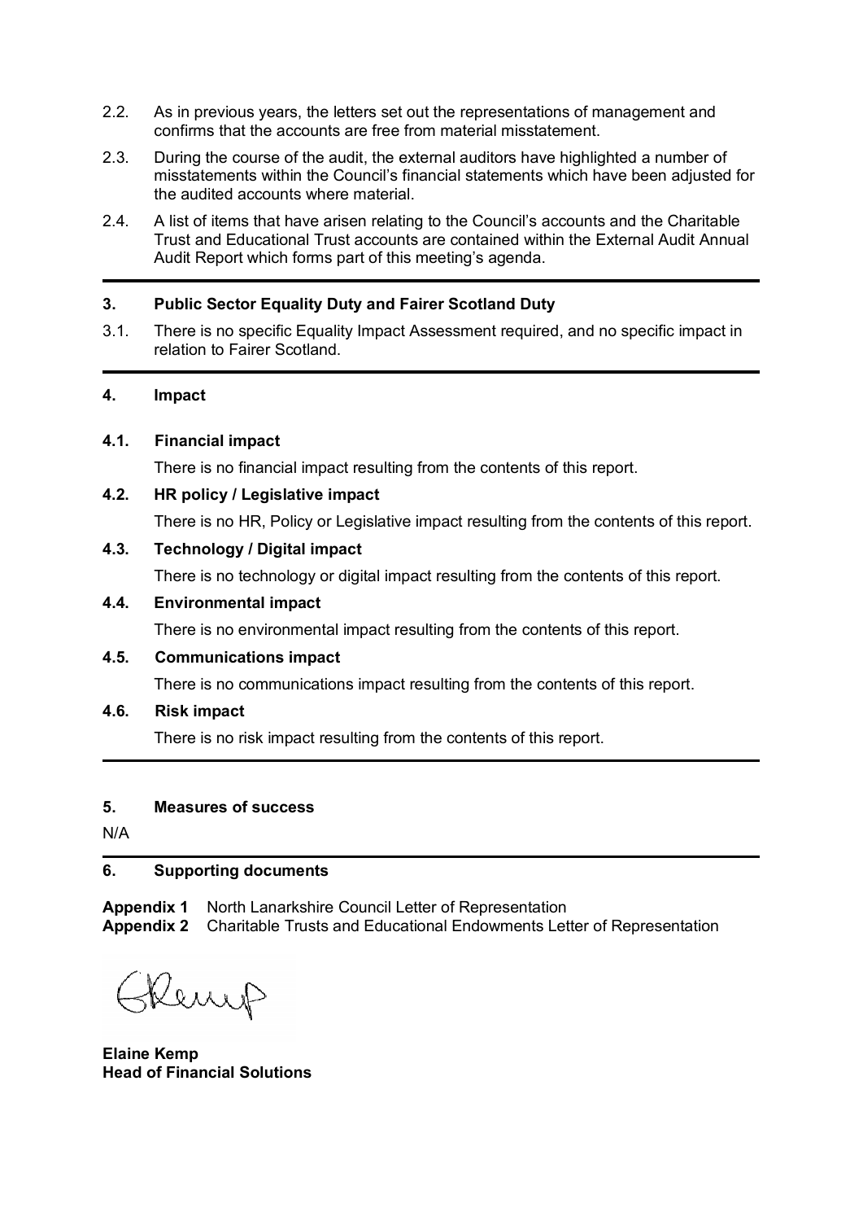2.2. As in previous years, the letters set out the representations of management and confirms that the accounts are free from material misstatement.

2.3. During the course of the audit, the external auditors have highlighted a number of misstatements within the Council's financial statements which have been adjusted for the audited accounts where material.

2.4. A list of items that have arisen relating to the Council's accounts and the Charitable Trust and Educational Trust accounts are contained within the External Audit Annual Audit Report which forms part of this meeting's agenda.

## 3. Public Sector Equality Duty and Fairer Scotland Duty

3.1. There is no specific Equality Impact Assessment required, and no specific impact in relation to Fairer Scotland.

## 4. Impact

### 4.1. Financial impact

There is no financial impact resulting from the contents of this report.

### 4.2. HR policy / Legislative impact

There is no HR, Policy or Legislative impact resulting from the contents of this report.

### 4.3. Technology / Digital impact

There is no technology or digital impact resulting from the contents of this report.

### 4.4. Environmental impact

There is no environmental impact resulting from the contents of this report.

### 4.5. Communications impact

There is no communications impact resulting from the contents of this report.

### 4.6. Risk impact

There is no risk impact resulting from the contents of this report.

## 5. Measures of success

N/A

## 6. Supporting documents

**Appendix 1** North Lanarkshire Council Letter of Representation
**Appendix 2** Charitable Trusts and Educational Endowments Letter of Representation

**Elaine Kemp**
**Head of Financial Solutions**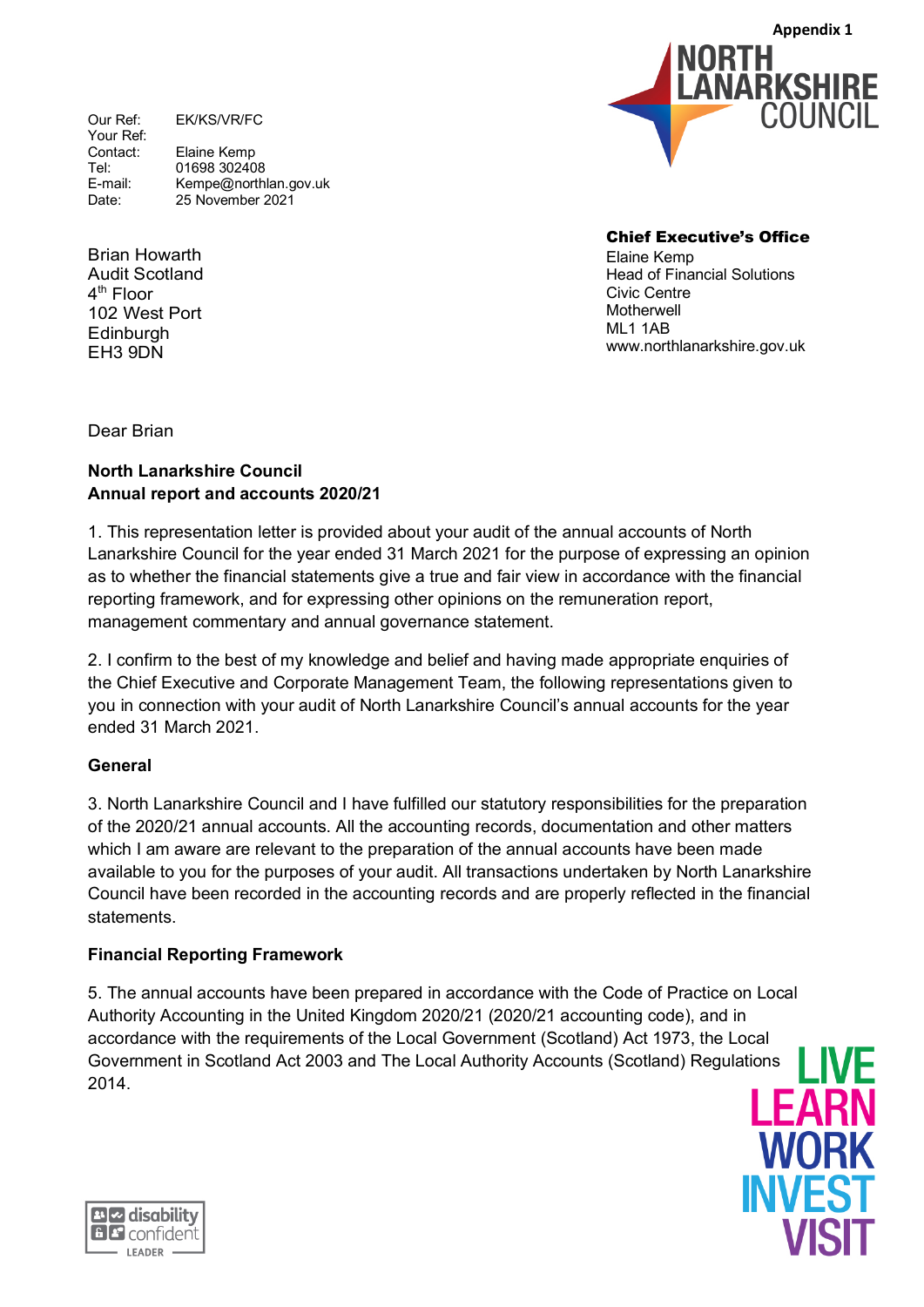Appendix 1

Our Ref: EK/KS/VR/FC
Your Ref:
Contact: Elaine Kemp
Tel: 01698 302408
E-mail: Kempe@northlan.gov.uk
Date: 25 November 2021

**Chief Executive's Office**
Elaine Kemp
Head of Financial Solutions
Civic Centre
Motherwell
ML1 1AB
www.northlanarkshire.gov.uk

Brian Howarth
Audit Scotland
4th Floor
102 West Port
Edinburgh
EH3 9DN

Dear Brian

**North Lanarkshire Council**
**Annual report and accounts 2020/21**

1. This representation letter is provided about your audit of the annual accounts of North Lanarkshire Council for the year ended 31 March 2021 for the purpose of expressing an opinion as to whether the financial statements give a true and fair view in accordance with the financial reporting framework, and for expressing other opinions on the remuneration report, management commentary and annual governance statement.

2. I confirm to the best of my knowledge and belief and having made appropriate enquiries of the Chief Executive and Corporate Management Team, the following representations given to you in connection with your audit of North Lanarkshire Council's annual accounts for the year ended 31 March 2021.

**General**

3. North Lanarkshire Council and I have fulfilled our statutory responsibilities for the preparation of the 2020/21 annual accounts. All the accounting records, documentation and other matters which I am aware are relevant to the preparation of the annual accounts have been made available to you for the purposes of your audit. All transactions undertaken by North Lanarkshire Council have been recorded in the accounting records and are properly reflected in the financial statements.

**Financial Reporting Framework**

5. The annual accounts have been prepared in accordance with the Code of Practice on Local Authority Accounting in the United Kingdom 2020/21 (2020/21 accounting code), and in accordance with the requirements of the Local Government (Scotland) Act 1973, the Local Government in Scotland Act 2003 and The Local Authority Accounts (Scotland) Regulations 2014.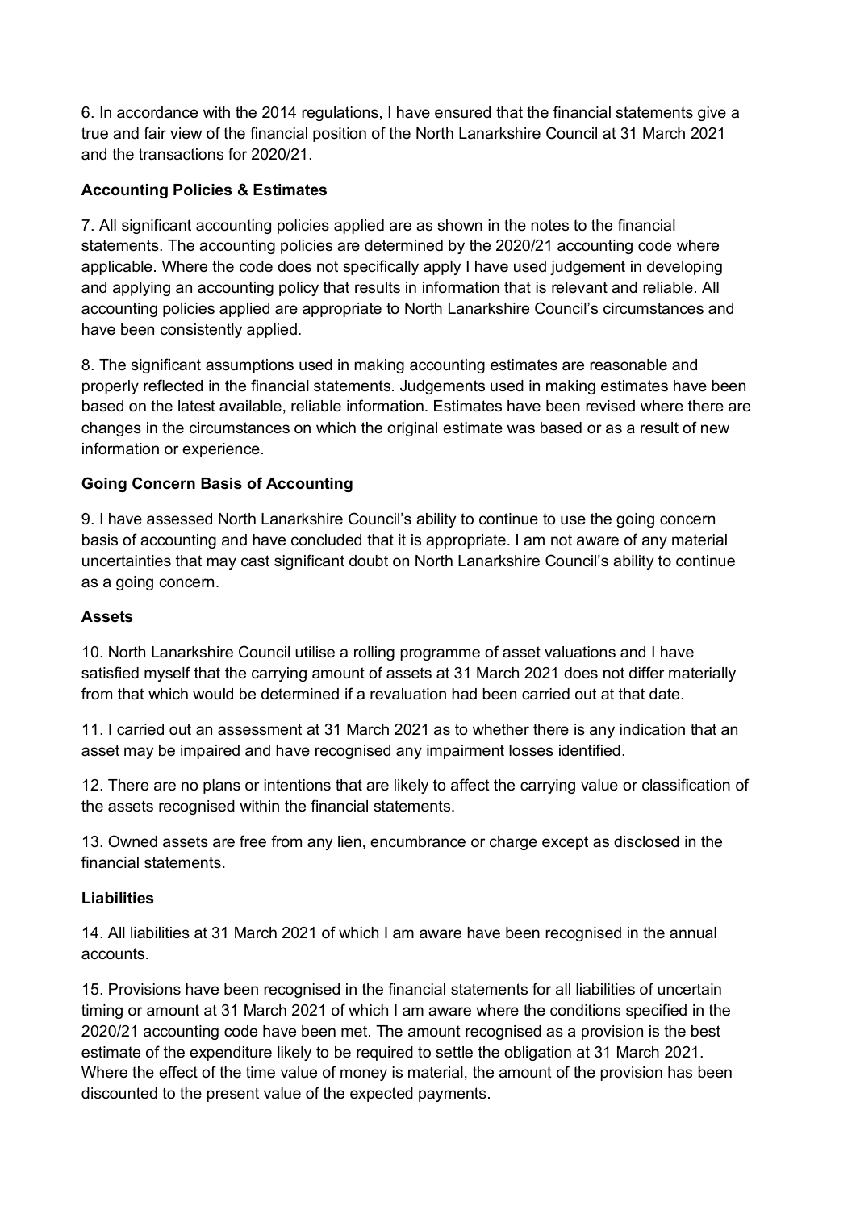6. In accordance with the 2014 regulations, I have ensured that the financial statements give a true and fair view of the financial position of the North Lanarkshire Council at 31 March 2021 and the transactions for 2020/21.

**Accounting Policies & Estimates**

7. All significant accounting policies applied are as shown in the notes to the financial statements. The accounting policies are determined by the 2020/21 accounting code where applicable. Where the code does not specifically apply I have used judgement in developing and applying an accounting policy that results in information that is relevant and reliable. All accounting policies applied are appropriate to North Lanarkshire Council's circumstances and have been consistently applied.

8. The significant assumptions used in making accounting estimates are reasonable and properly reflected in the financial statements. Judgements used in making estimates have been based on the latest available, reliable information. Estimates have been revised where there are changes in the circumstances on which the original estimate was based or as a result of new information or experience.

**Going Concern Basis of Accounting**

9. I have assessed North Lanarkshire Council's ability to continue to use the going concern basis of accounting and have concluded that it is appropriate. I am not aware of any material uncertainties that may cast significant doubt on North Lanarkshire Council's ability to continue as a going concern.

**Assets**

10. North Lanarkshire Council utilise a rolling programme of asset valuations and I have satisfied myself that the carrying amount of assets at 31 March 2021 does not differ materially from that which would be determined if a revaluation had been carried out at that date.

11. I carried out an assessment at 31 March 2021 as to whether there is any indication that an asset may be impaired and have recognised any impairment losses identified.

12. There are no plans or intentions that are likely to affect the carrying value or classification of the assets recognised within the financial statements.

13. Owned assets are free from any lien, encumbrance or charge except as disclosed in the financial statements.

**Liabilities**

14. All liabilities at 31 March 2021 of which I am aware have been recognised in the annual accounts.

15. Provisions have been recognised in the financial statements for all liabilities of uncertain timing or amount at 31 March 2021 of which I am aware where the conditions specified in the 2020/21 accounting code have been met. The amount recognised as a provision is the best estimate of the expenditure likely to be required to settle the obligation at 31 March 2021. Where the effect of the time value of money is material, the amount of the provision has been discounted to the present value of the expected payments.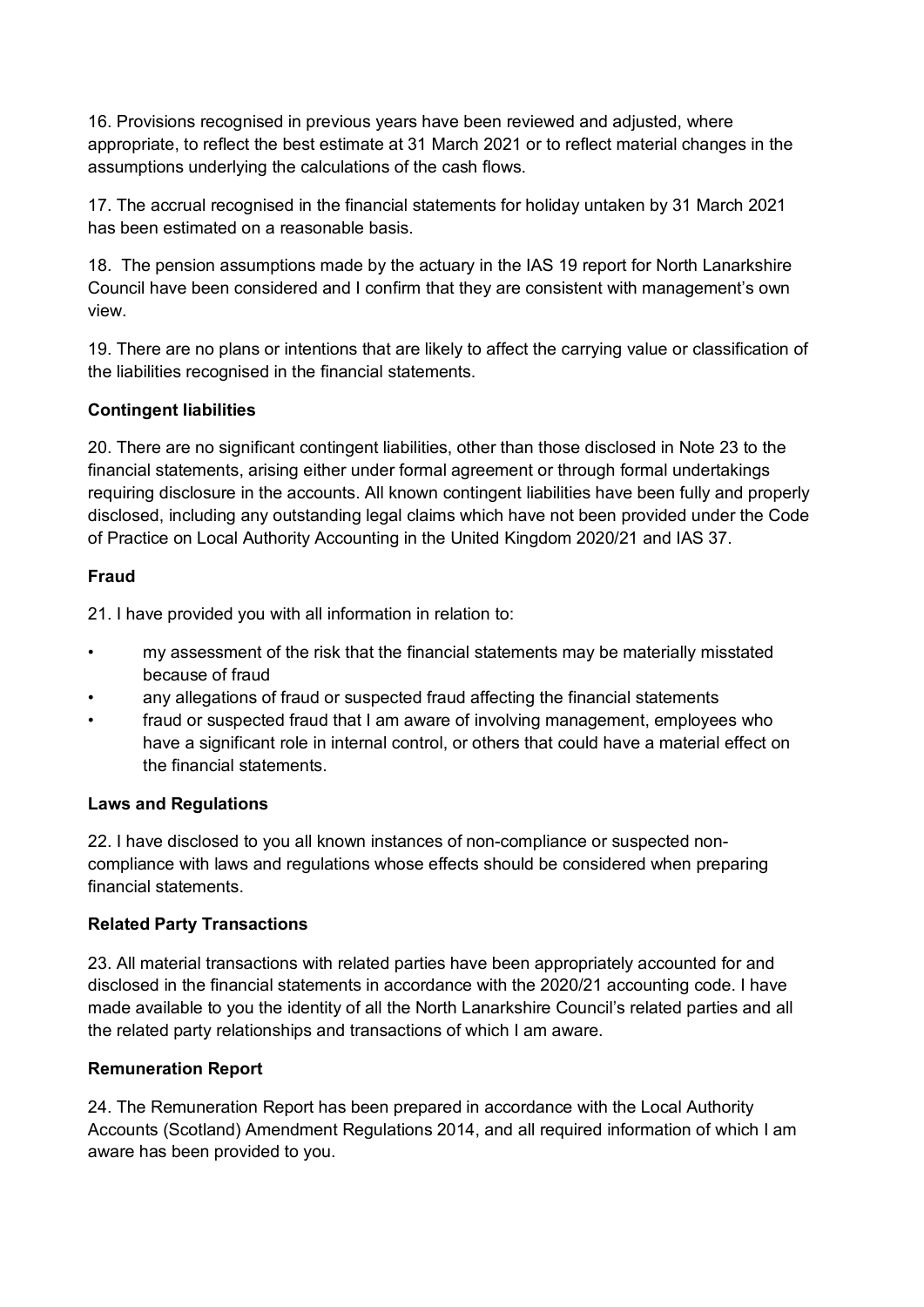16. Provisions recognised in previous years have been reviewed and adjusted, where appropriate, to reflect the best estimate at 31 March 2021 or to reflect material changes in the assumptions underlying the calculations of the cash flows.

17. The accrual recognised in the financial statements for holiday untaken by 31 March 2021 has been estimated on a reasonable basis.

18. The pension assumptions made by the actuary in the IAS 19 report for North Lanarkshire Council have been considered and I confirm that they are consistent with management's own view.

19. There are no plans or intentions that are likely to affect the carrying value or classification of the liabilities recognised in the financial statements.

**Contingent liabilities**

20. There are no significant contingent liabilities, other than those disclosed in Note 23 to the financial statements, arising either under formal agreement or through formal undertakings requiring disclosure in the accounts. All known contingent liabilities have been fully and properly disclosed, including any outstanding legal claims which have not been provided under the Code of Practice on Local Authority Accounting in the United Kingdom 2020/21 and IAS 37.

**Fraud**

21. I have provided you with all information in relation to:

- my assessment of the risk that the financial statements may be materially misstated because of fraud
- any allegations of fraud or suspected fraud affecting the financial statements
- fraud or suspected fraud that I am aware of involving management, employees who have a significant role in internal control, or others that could have a material effect on the financial statements.

**Laws and Regulations**

22. I have disclosed to you all known instances of non-compliance or suspected non-compliance with laws and regulations whose effects should be considered when preparing financial statements.

**Related Party Transactions**

23. All material transactions with related parties have been appropriately accounted for and disclosed in the financial statements in accordance with the 2020/21 accounting code. I have made available to you the identity of all the North Lanarkshire Council's related parties and all the related party relationships and transactions of which I am aware.

**Remuneration Report**

24. The Remuneration Report has been prepared in accordance with the Local Authority Accounts (Scotland) Amendment Regulations 2014, and all required information of which I am aware has been provided to you.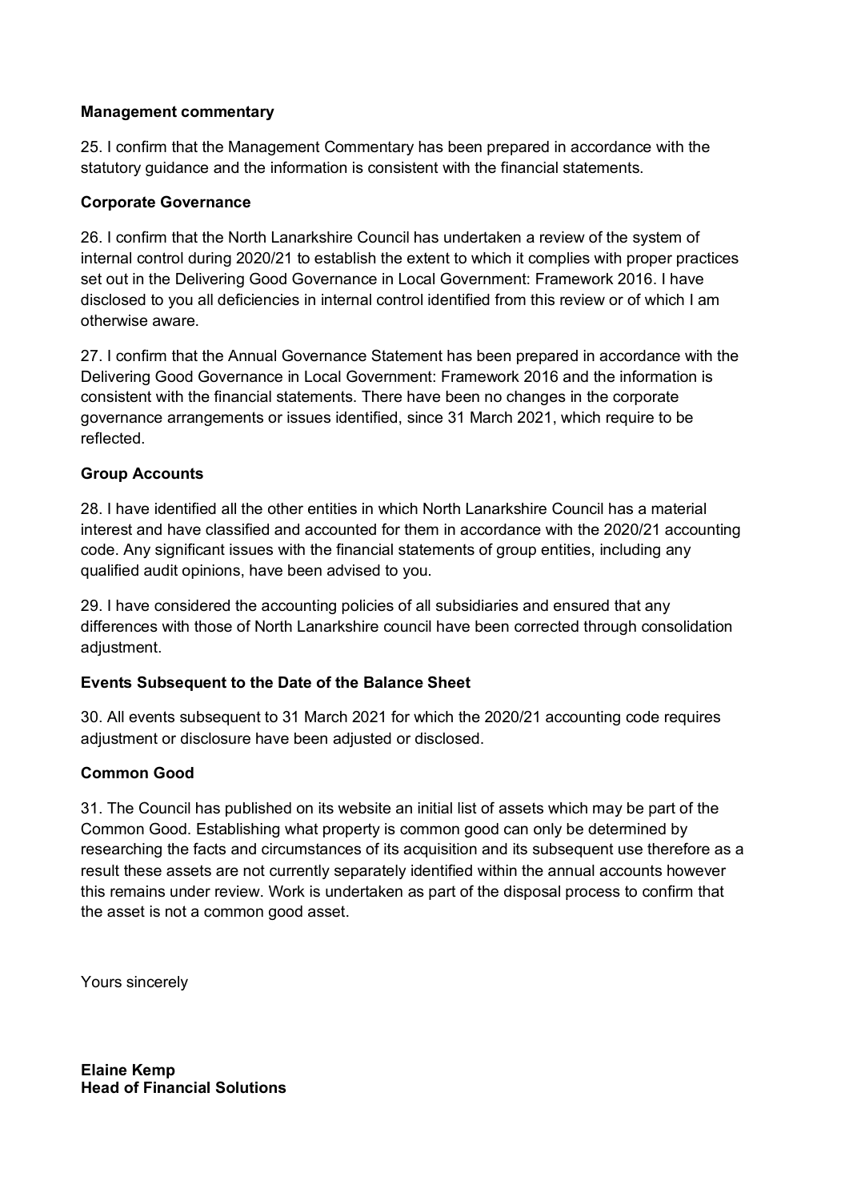**Management commentary**

25. I confirm that the Management Commentary has been prepared in accordance with the statutory guidance and the information is consistent with the financial statements.

**Corporate Governance**

26. I confirm that the North Lanarkshire Council has undertaken a review of the system of internal control during 2020/21 to establish the extent to which it complies with proper practices set out in the Delivering Good Governance in Local Government: Framework 2016. I have disclosed to you all deficiencies in internal control identified from this review or of which I am otherwise aware.

27. I confirm that the Annual Governance Statement has been prepared in accordance with the Delivering Good Governance in Local Government: Framework 2016 and the information is consistent with the financial statements. There have been no changes in the corporate governance arrangements or issues identified, since 31 March 2021, which require to be reflected.

**Group Accounts**

28. I have identified all the other entities in which North Lanarkshire Council has a material interest and have classified and accounted for them in accordance with the 2020/21 accounting code. Any significant issues with the financial statements of group entities, including any qualified audit opinions, have been advised to you.

29. I have considered the accounting policies of all subsidiaries and ensured that any differences with those of North Lanarkshire council have been corrected through consolidation adjustment.

**Events Subsequent to the Date of the Balance Sheet**

30. All events subsequent to 31 March 2021 for which the 2020/21 accounting code requires adjustment or disclosure have been adjusted or disclosed.

**Common Good**

31. The Council has published on its website an initial list of assets which may be part of the Common Good. Establishing what property is common good can only be determined by researching the facts and circumstances of its acquisition and its subsequent use therefore as a result these assets are not currently separately identified within the annual accounts however this remains under review. Work is undertaken as part of the disposal process to confirm that the asset is not a common good asset.

Yours sincerely

**Elaine Kemp**
**Head of Financial Solutions**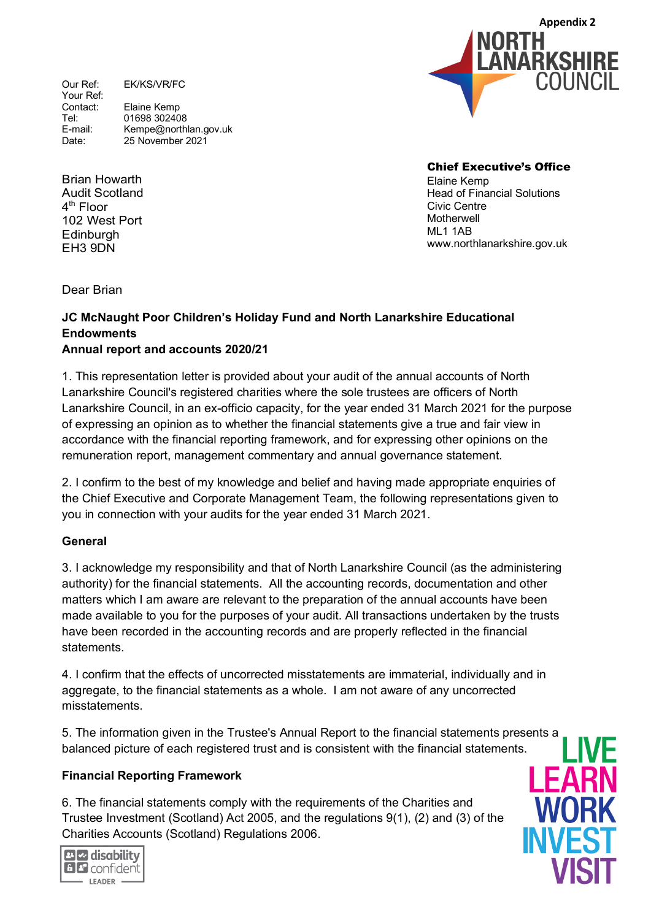Appendix 2

Our Ref: EK/KS/VR/FC
Your Ref:
Contact: Elaine Kemp
Tel: 01698 302408
E-mail: Kempe@northlan.gov.uk
Date: 25 November 2021

**Chief Executive's Office**
Elaine Kemp
Head of Financial Solutions
Civic Centre
Motherwell
ML1 1AB
www.northlanarkshire.gov.uk

Brian Howarth
Audit Scotland
4th Floor
102 West Port
Edinburgh
EH3 9DN

Dear Brian

**JC McNaught Poor Children's Holiday Fund and North Lanarkshire Educational Endowments**
**Annual report and accounts 2020/21**

1. This representation letter is provided about your audit of the annual accounts of North Lanarkshire Council's registered charities where the sole trustees are officers of North Lanarkshire Council, in an ex-officio capacity, for the year ended 31 March 2021 for the purpose of expressing an opinion as to whether the financial statements give a true and fair view in accordance with the financial reporting framework, and for expressing other opinions on the remuneration report, management commentary and annual governance statement.

2. I confirm to the best of my knowledge and belief and having made appropriate enquiries of the Chief Executive and Corporate Management Team, the following representations given to you in connection with your audits for the year ended 31 March 2021.

**General**

3. I acknowledge my responsibility and that of North Lanarkshire Council (as the administering authority) for the financial statements. All the accounting records, documentation and other matters which I am aware are relevant to the preparation of the annual accounts have been made available to you for the purposes of your audit. All transactions undertaken by the trusts have been recorded in the accounting records and are properly reflected in the financial statements.

4. I confirm that the effects of uncorrected misstatements are immaterial, individually and in aggregate, to the financial statements as a whole. I am not aware of any uncorrected misstatements.

5. The information given in the Trustee's Annual Report to the financial statements presents a balanced picture of each registered trust and is consistent with the financial statements.

**Financial Reporting Framework**

6. The financial statements comply with the requirements of the Charities and Trustee Investment (Scotland) Act 2005, and the regulations 9(1), (2) and (3) of the Charities Accounts (Scotland) Regulations 2006.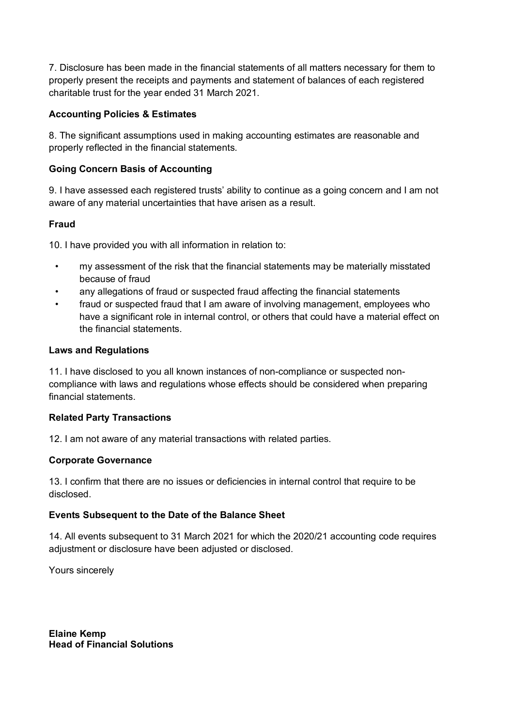7. Disclosure has been made in the financial statements of all matters necessary for them to properly present the receipts and payments and statement of balances of each registered charitable trust for the year ended 31 March 2021.

**Accounting Policies & Estimates**

8. The significant assumptions used in making accounting estimates are reasonable and properly reflected in the financial statements.

**Going Concern Basis of Accounting**

9. I have assessed each registered trusts' ability to continue as a going concern and I am not aware of any material uncertainties that have arisen as a result.

**Fraud**

10. I have provided you with all information in relation to:

- my assessment of the risk that the financial statements may be materially misstated because of fraud
- any allegations of fraud or suspected fraud affecting the financial statements
- fraud or suspected fraud that I am aware of involving management, employees who have a significant role in internal control, or others that could have a material effect on the financial statements.

**Laws and Regulations**

11. I have disclosed to you all known instances of non-compliance or suspected non-compliance with laws and regulations whose effects should be considered when preparing financial statements.

**Related Party Transactions**

12. I am not aware of any material transactions with related parties.

**Corporate Governance**

13. I confirm that there are no issues or deficiencies in internal control that require to be disclosed.

**Events Subsequent to the Date of the Balance Sheet**

14. All events subsequent to 31 March 2021 for which the 2020/21 accounting code requires adjustment or disclosure have been adjusted or disclosed.

Yours sincerely

**Elaine Kemp**
**Head of Financial Solutions**